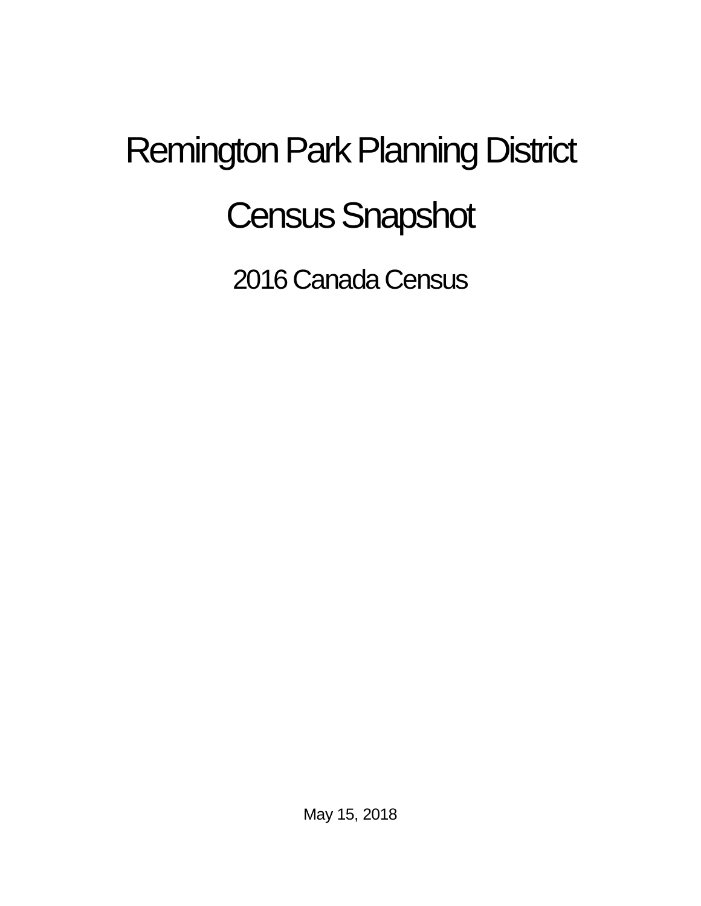# Remington Park Planning District

# Census Snapshot

## 2016 Canada Census

May 15, 2018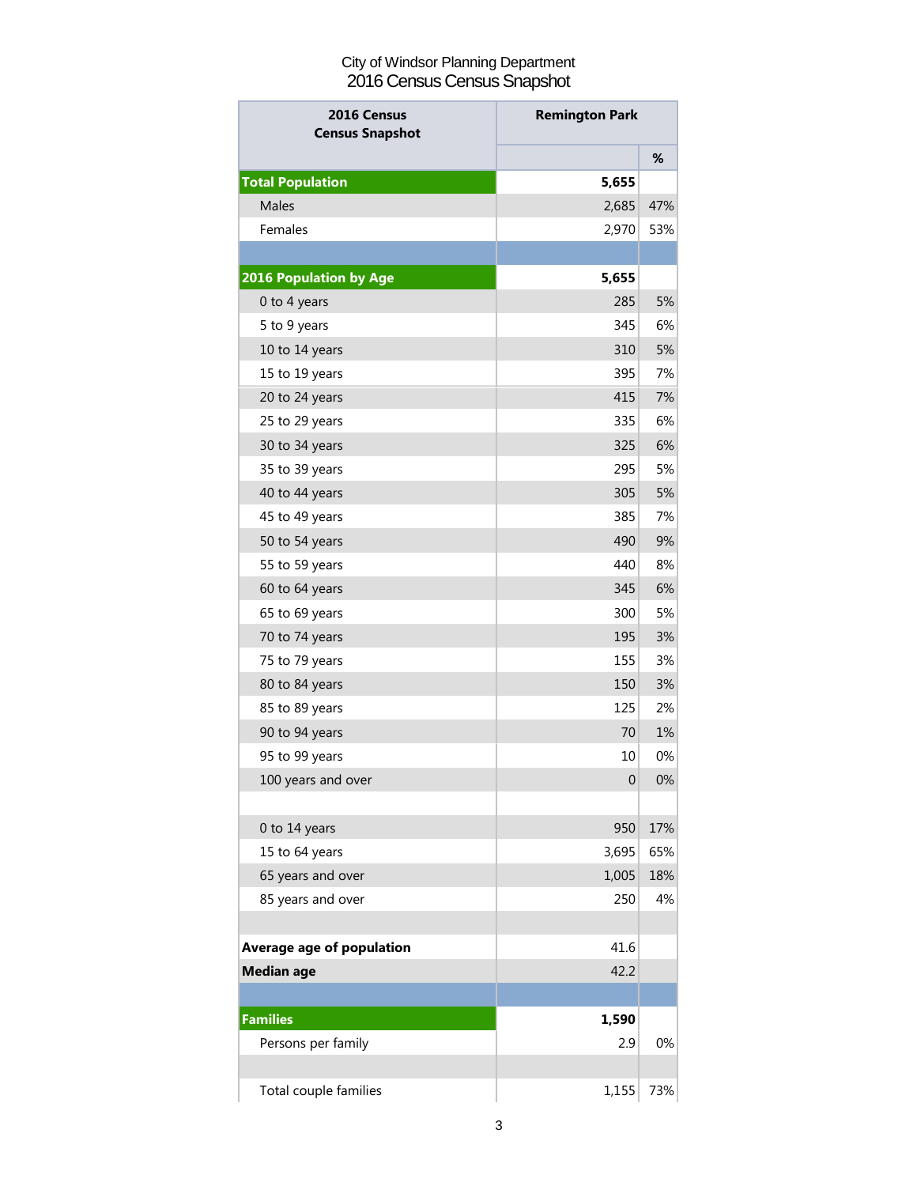City of Windsor Planning Department
2016 Census Census Snapshot

| 2016 Census Census Snapshot | Remington Park | |
|---|---|---|
| | | % |
| **Total Population** | **5,655** | |
| Males | 2,685 | 47% |
| Females | 2,970 | 53% |
| | | |
| **2016 Population by Age** | **5,655** | |
| 0 to 4 years | 285 | 5% |
| 5 to 9 years | 345 | 6% |
| 10 to 14 years | 310 | 5% |
| 15 to 19 years | 395 | 7% |
| 20 to 24 years | 415 | 7% |
| 25 to 29 years | 335 | 6% |
| 30 to 34 years | 325 | 6% |
| 35 to 39 years | 295 | 5% |
| 40 to 44 years | 305 | 5% |
| 45 to 49 years | 385 | 7% |
| 50 to 54 years | 490 | 9% |
| 55 to 59 years | 440 | 8% |
| 60 to 64 years | 345 | 6% |
| 65 to 69 years | 300 | 5% |
| 70 to 74 years | 195 | 3% |
| 75 to 79 years | 155 | 3% |
| 80 to 84 years | 150 | 3% |
| 85 to 89 years | 125 | 2% |
| 90 to 94 years | 70 | 1% |
| 95 to 99 years | 10 | 0% |
| 100 years and over | 0 | 0% |
| | | |
| 0 to 14 years | 950 | 17% |
| 15 to 64 years | 3,695 | 65% |
| 65 years and over | 1,005 | 18% |
| 85 years and over | 250 | 4% |
| | | |
| **Average age of population** | 41.6 | |
| **Median age** | 42.2 | |
| | | |
| **Families** | **1,590** | |
| Persons per family | 2.9 | 0% |
| | | |
| Total couple families | 1,155 | 73% |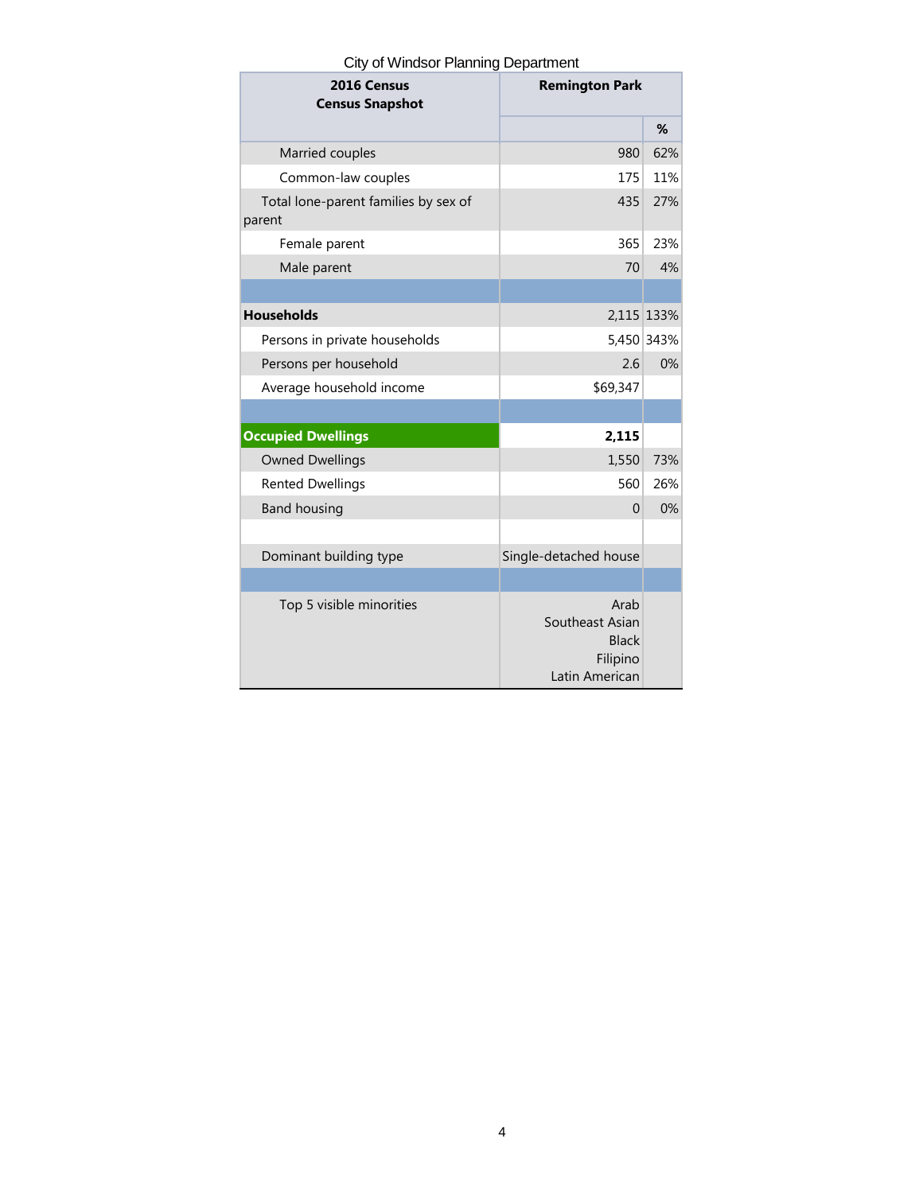City of Windsor Planning Department

| 2016 Census<br>Census Snapshot | Remington Park | |
|---|---|---|
| | | % |
| Married couples | 980 | 62% |
| Common-law couples | 175 | 11% |
| Total lone-parent families by sex of parent | 435 | 27% |
| Female parent | 365 | 23% |
| Male parent | 70 | 4% |
| | | |
| **Households** | 2,115 | 133% |
| Persons in private households | 5,450 | 343% |
| Persons per household | 2.6 | 0% |
| Average household income | $69,347 | |
| | | |
| **Occupied Dwellings** | **2,115** | |
| Owned Dwellings | 1,550 | 73% |
| Rented Dwellings | 560 | 26% |
| Band housing | 0 | 0% |
| | | |
| Dominant building type | Single-detached house | |
| | | |
| Top 5 visible minorities | Arab<br>Southeast Asian<br>Black<br>Filipino<br>Latin American | |